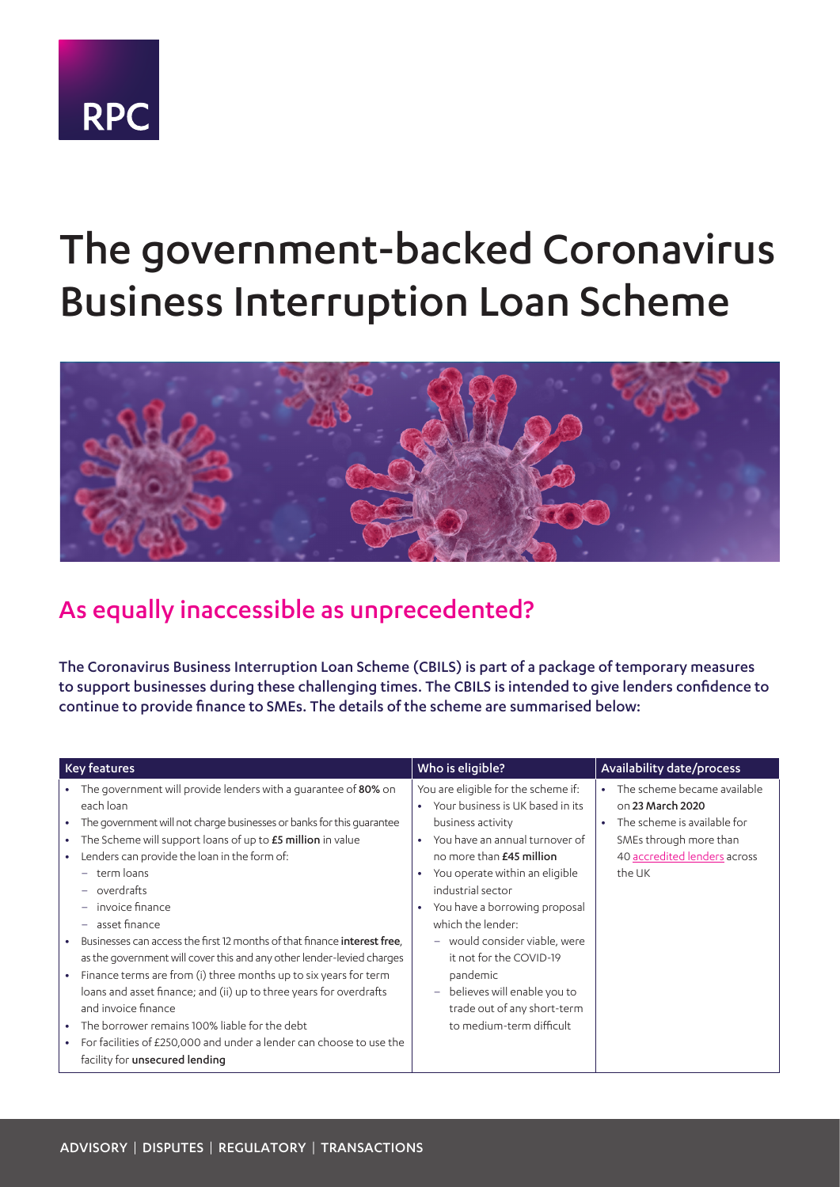RPC

# The government-backed Coronavirus Business Interruption Loan Scheme

## As equally inaccessible as unprecedented?

**The Coronavirus Business Interruption Loan Scheme (CBILS) is part of a package of temporary measures to support businesses during these challenging times. The CBILS is intended to give lenders confidence to continue to provide finance to SMEs. The details of the scheme are summarised below:**

| Key features | Who is eligible? | Availability date/process |
|---|---|---|
| • The government will provide lenders with a guarantee of **80%** on each loan<br>• The government will not charge businesses or banks for this guarantee<br>• The Scheme will support loans of up to **£5 million** in value<br>• Lenders can provide the loan in the form of:<br>  – term loans<br>  – overdrafts<br>  – invoice finance<br>  – asset finance<br>• Businesses can access the first 12 months of that finance **interest free**, as the government will cover this and any other lender-levied charges<br>• Finance terms are from (i) three months up to six years for term loans and asset finance; and (ii) up to three years for overdrafts and invoice finance<br>• The borrower remains 100% liable for the debt<br>• For facilities of £250,000 and under a lender can choose to use the facility for **unsecured lending** | You are eligible for the scheme if:<br>• Your business is UK based in its business activity<br>• You have an annual turnover of no more than **£45 million**<br>• You operate within an eligible industrial sector<br>• You have a borrowing proposal which the lender:<br>  – would consider viable, were it not for the COVID-19 pandemic<br>  – believes will enable you to trade out of any short-term to medium-term difficult | • The scheme became available on **23 March 2020**<br>• The scheme is available for SMEs through more than 40 accredited lenders across the UK |

ADVISORY | DISPUTES | REGULATORY | TRANSACTIONS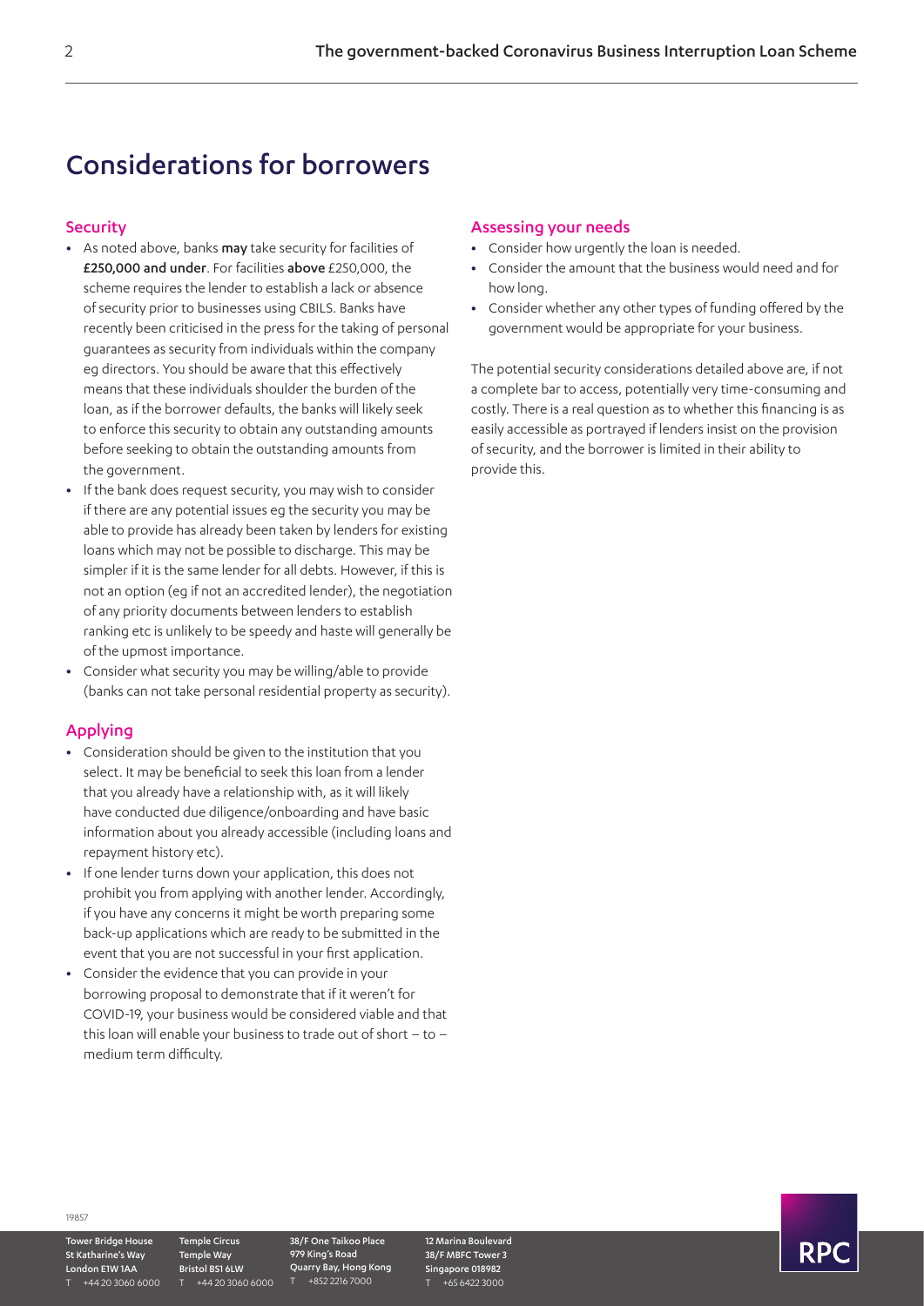# Considerations for borrowers

## Security

- As noted above, banks **may** take security for facilities of **£250,000 and under**. For facilities **above** £250,000, the scheme requires the lender to establish a lack or absence of security prior to businesses using CBILS. Banks have recently been criticised in the press for the taking of personal guarantees as security from individuals within the company eg directors. You should be aware that this effectively means that these individuals shoulder the burden of the loan, as if the borrower defaults, the banks will likely seek to enforce this security to obtain any outstanding amounts before seeking to obtain the outstanding amounts from the government.
- If the bank does request security, you may wish to consider if there are any potential issues eg the security you may be able to provide has already been taken by lenders for existing loans which may not be possible to discharge. This may be simpler if it is the same lender for all debts. However, if this is not an option (eg if not an accredited lender), the negotiation of any priority documents between lenders to establish ranking etc is unlikely to be speedy and haste will generally be of the upmost importance.
- Consider what security you may be willing/able to provide (banks can not take personal residential property as security).

## Applying

- Consideration should be given to the institution that you select. It may be beneficial to seek this loan from a lender that you already have a relationship with, as it will likely have conducted due diligence/onboarding and have basic information about you already accessible (including loans and repayment history etc).
- If one lender turns down your application, this does not prohibit you from applying with another lender. Accordingly, if you have any concerns it might be worth preparing some back-up applications which are ready to be submitted in the event that you are not successful in your first application.
- Consider the evidence that you can provide in your borrowing proposal to demonstrate that if it weren't for COVID-19, your business would be considered viable and that this loan will enable your business to trade out of short – to – medium term difficulty.

## Assessing your needs

- Consider how urgently the loan is needed.
- Consider the amount that the business would need and for how long.
- Consider whether any other types of funding offered by the government would be appropriate for your business.

The potential security considerations detailed above are, if not a complete bar to access, potentially very time-consuming and costly. There is a real question as to whether this financing is as easily accessible as portrayed if lenders insist on the provision of security, and the borrower is limited in their ability to provide this.